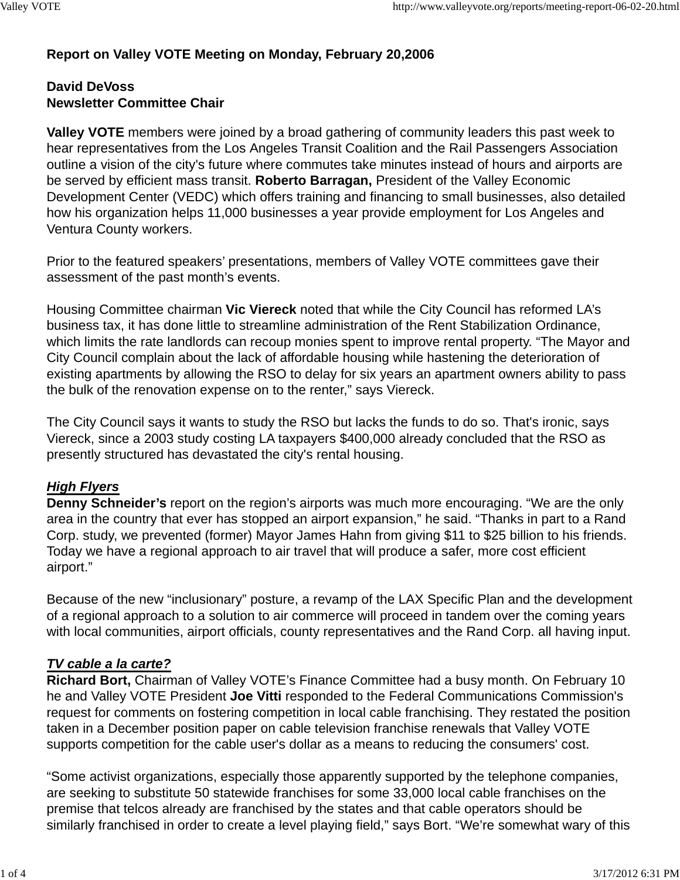**Report on Valley VOTE Meeting on Monday, February 20,2006**

**David DeVoss**
**Newsletter Committee Chair**

**Valley VOTE** members were joined by a broad gathering of community leaders this past week to hear representatives from the Los Angeles Transit Coalition and the Rail Passengers Association outline a vision of the city's future where commutes take minutes instead of hours and airports are be served by efficient mass transit. **Roberto Barragan,** President of the Valley Economic Development Center (VEDC) which offers training and financing to small businesses, also detailed how his organization helps 11,000 businesses a year provide employment for Los Angeles and Ventura County workers.

Prior to the featured speakers' presentations, members of Valley VOTE committees gave their assessment of the past month's events.

Housing Committee chairman **Vic Viereck** noted that while the City Council has reformed LA's business tax, it has done little to streamline administration of the Rent Stabilization Ordinance, which limits the rate landlords can recoup monies spent to improve rental property. "The Mayor and City Council complain about the lack of affordable housing while hastening the deterioration of existing apartments by allowing the RSO to delay for six years an apartment owners ability to pass the bulk of the renovation expense on to the renter," says Viereck.

The City Council says it wants to study the RSO but lacks the funds to do so. That's ironic, says Viereck, since a 2003 study costing LA taxpayers $400,000 already concluded that the RSO as presently structured has devastated the city's rental housing.

***High Flyers***

**Denny Schneider's** report on the region's airports was much more encouraging. "We are the only area in the country that ever has stopped an airport expansion," he said. "Thanks in part to a Rand Corp. study, we prevented (former) Mayor James Hahn from giving $11 to $25 billion to his friends. Today we have a regional approach to air travel that will produce a safer, more cost efficient airport."

Because of the new "inclusionary" posture, a revamp of the LAX Specific Plan and the development of a regional approach to a solution to air commerce will proceed in tandem over the coming years with local communities, airport officials, county representatives and the Rand Corp. all having input.

***TV cable a la carte?***

**Richard Bort,** Chairman of Valley VOTE's Finance Committee had a busy month. On February 10 he and Valley VOTE President **Joe Vitti** responded to the Federal Communications Commission's request for comments on fostering competition in local cable franchising. They restated the position taken in a December position paper on cable television franchise renewals that Valley VOTE supports competition for the cable user's dollar as a means to reducing the consumers' cost.

"Some activist organizations, especially those apparently supported by the telephone companies, are seeking to substitute 50 statewide franchises for some 33,000 local cable franchises on the premise that telcos already are franchised by the states and that cable operators should be similarly franchised in order to create a level playing field," says Bort. "We're somewhat wary of this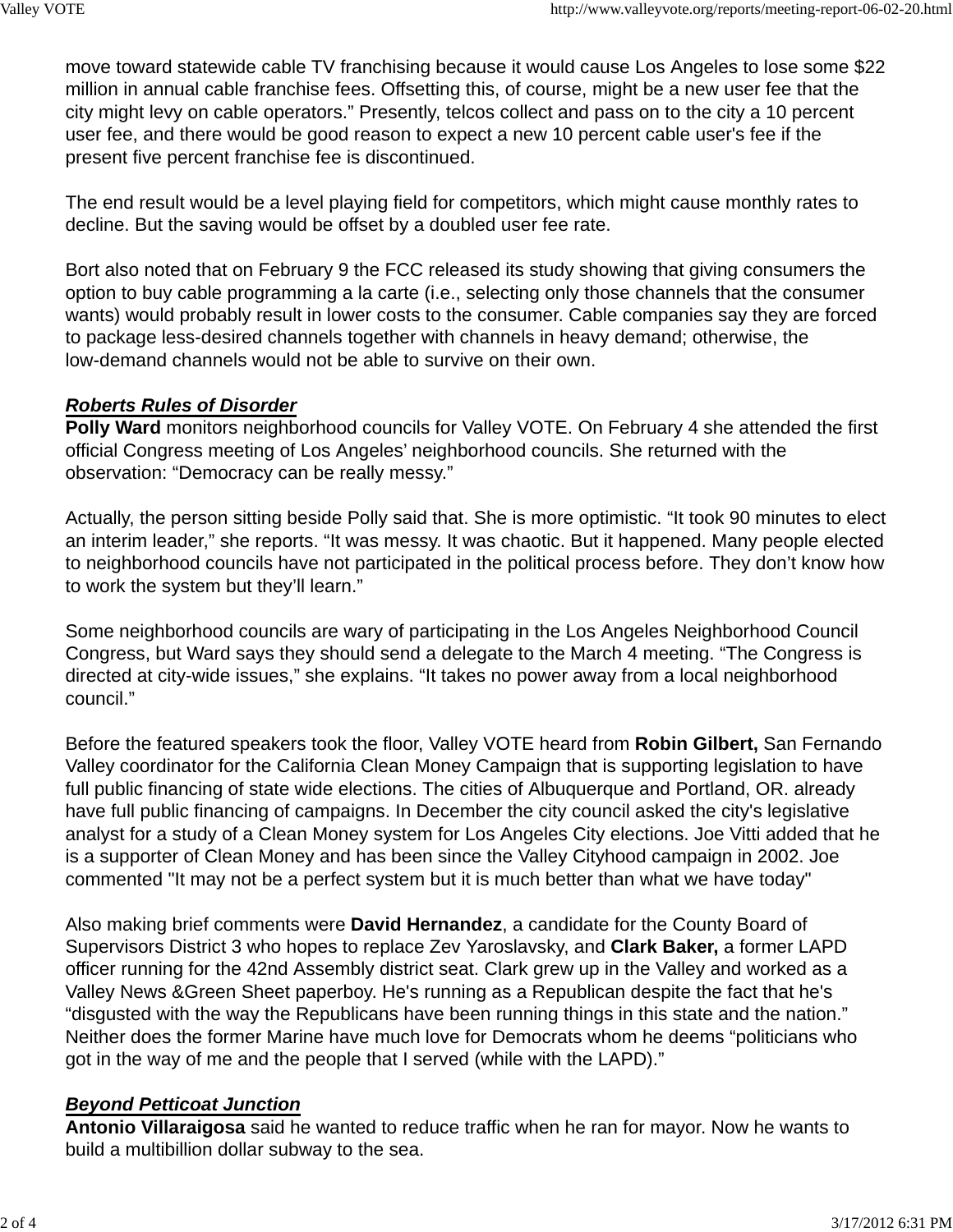move toward statewide cable TV franchising because it would cause Los Angeles to lose some $22 million in annual cable franchise fees. Offsetting this, of course, might be a new user fee that the city might levy on cable operators." Presently, telcos collect and pass on to the city a 10 percent user fee, and there would be good reason to expect a new 10 percent cable user's fee if the present five percent franchise fee is discontinued.

The end result would be a level playing field for competitors, which might cause monthly rates to decline. But the saving would be offset by a doubled user fee rate.

Bort also noted that on February 9 the FCC released its study showing that giving consumers the option to buy cable programming a la carte (i.e., selecting only those channels that the consumer wants) would probably result in lower costs to the consumer. Cable companies say they are forced to package less-desired channels together with channels in heavy demand; otherwise, the low-demand channels would not be able to survive on their own.

***Roberts Rules of Disorder***

**Polly Ward** monitors neighborhood councils for Valley VOTE. On February 4 she attended the first official Congress meeting of Los Angeles' neighborhood councils. She returned with the observation: "Democracy can be really messy."

Actually, the person sitting beside Polly said that. She is more optimistic. "It took 90 minutes to elect an interim leader," she reports. "It was messy. It was chaotic. But it happened. Many people elected to neighborhood councils have not participated in the political process before. They don't know how to work the system but they'll learn."

Some neighborhood councils are wary of participating in the Los Angeles Neighborhood Council Congress, but Ward says they should send a delegate to the March 4 meeting. "The Congress is directed at city-wide issues," she explains. "It takes no power away from a local neighborhood council."

Before the featured speakers took the floor, Valley VOTE heard from **Robin Gilbert,** San Fernando Valley coordinator for the California Clean Money Campaign that is supporting legislation to have full public financing of state wide elections. The cities of Albuquerque and Portland, OR. already have full public financing of campaigns. In December the city council asked the city's legislative analyst for a study of a Clean Money system for Los Angeles City elections. Joe Vitti added that he is a supporter of Clean Money and has been since the Valley Cityhood campaign in 2002. Joe commented "It may not be a perfect system but it is much better than what we have today"

Also making brief comments were **David Hernandez**, a candidate for the County Board of Supervisors District 3 who hopes to replace Zev Yaroslavsky, and **Clark Baker,** a former LAPD officer running for the 42nd Assembly district seat. Clark grew up in the Valley and worked as a Valley News &Green Sheet paperboy. He's running as a Republican despite the fact that he's "disgusted with the way the Republicans have been running things in this state and the nation." Neither does the former Marine have much love for Democrats whom he deems "politicians who got in the way of me and the people that I served (while with the LAPD)."

***Beyond Petticoat Junction***

**Antonio Villaraigosa** said he wanted to reduce traffic when he ran for mayor. Now he wants to build a multibillion dollar subway to the sea.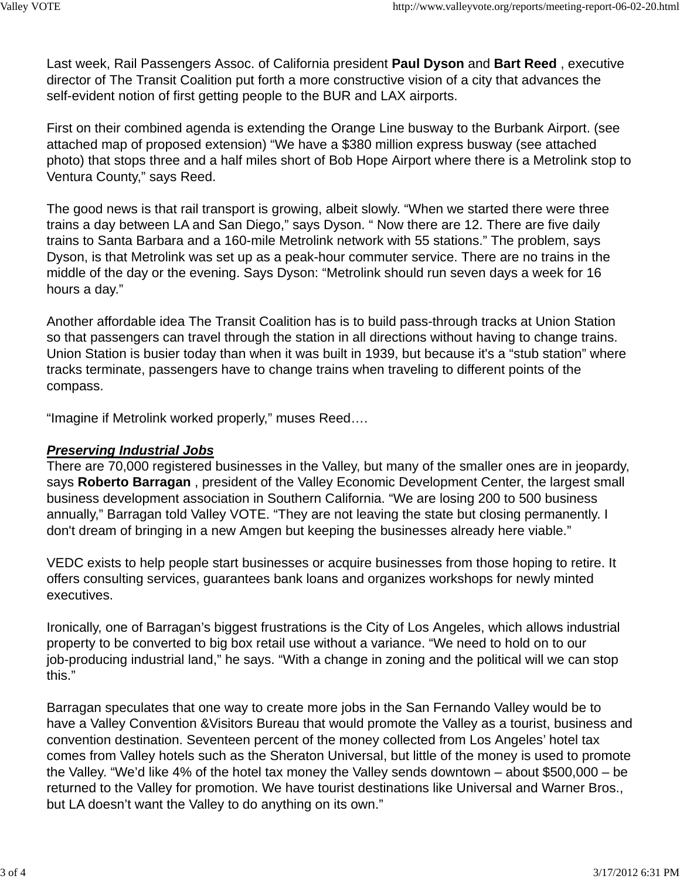Last week, Rail Passengers Assoc. of California president **Paul Dyson** and **Bart Reed** , executive director of The Transit Coalition put forth a more constructive vision of a city that advances the self-evident notion of first getting people to the BUR and LAX airports.

First on their combined agenda is extending the Orange Line busway to the Burbank Airport. (see attached map of proposed extension) “We have a $380 million express busway (see attached photo) that stops three and a half miles short of Bob Hope Airport where there is a Metrolink stop to Ventura County,” says Reed.

The good news is that rail transport is growing, albeit slowly. “When we started there were three trains a day between LA and San Diego,” says Dyson. “ Now there are 12. There are five daily trains to Santa Barbara and a 160-mile Metrolink network with 55 stations.” The problem, says Dyson, is that Metrolink was set up as a peak-hour commuter service. There are no trains in the middle of the day or the evening. Says Dyson: “Metrolink should run seven days a week for 16 hours a day.”

Another affordable idea The Transit Coalition has is to build pass-through tracks at Union Station so that passengers can travel through the station in all directions without having to change trains. Union Station is busier today than when it was built in 1939, but because it's a “stub station” where tracks terminate, passengers have to change trains when traveling to different points of the compass.

“Imagine if Metrolink worked properly,” muses Reed….

***Preserving Industrial Jobs***

There are 70,000 registered businesses in the Valley, but many of the smaller ones are in jeopardy, says **Roberto Barragan** , president of the Valley Economic Development Center, the largest small business development association in Southern California. “We are losing 200 to 500 business annually,” Barragan told Valley VOTE. “They are not leaving the state but closing permanently. I don't dream of bringing in a new Amgen but keeping the businesses already here viable.”

VEDC exists to help people start businesses or acquire businesses from those hoping to retire. It offers consulting services, guarantees bank loans and organizes workshops for newly minted executives.

Ironically, one of Barragan’s biggest frustrations is the City of Los Angeles, which allows industrial property to be converted to big box retail use without a variance. “We need to hold on to our job-producing industrial land,” he says. “With a change in zoning and the political will we can stop this.”

Barragan speculates that one way to create more jobs in the San Fernando Valley would be to have a Valley Convention &Visitors Bureau that would promote the Valley as a tourist, business and convention destination. Seventeen percent of the money collected from Los Angeles’ hotel tax comes from Valley hotels such as the Sheraton Universal, but little of the money is used to promote the Valley. “We’d like 4% of the hotel tax money the Valley sends downtown – about $500,000 – be returned to the Valley for promotion. We have tourist destinations like Universal and Warner Bros., but LA doesn’t want the Valley to do anything on its own.”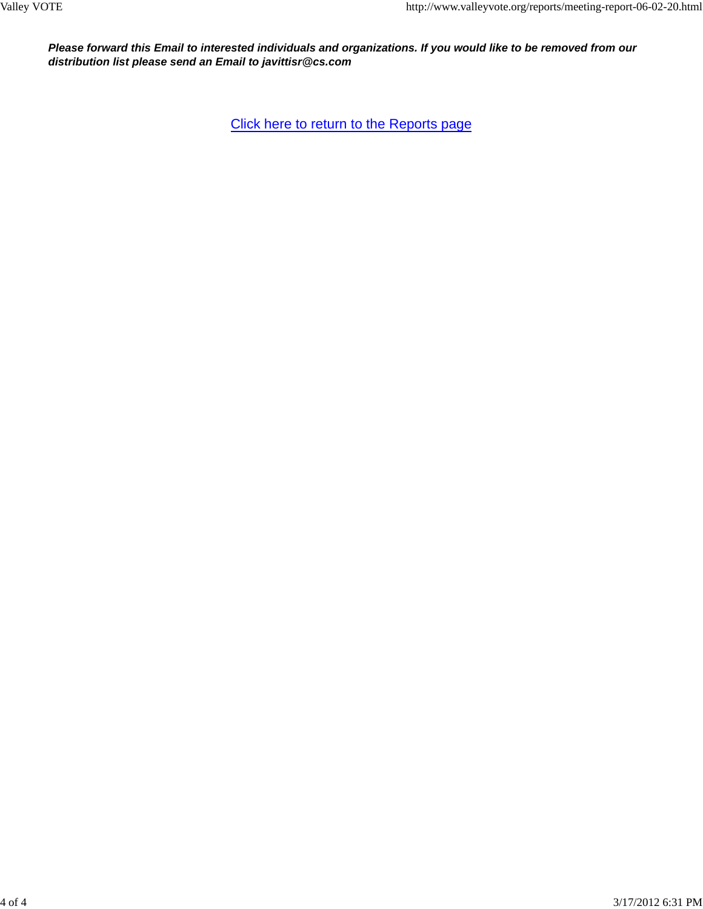***Please forward this Email to interested individuals and organizations. If you would like to be removed from our distribution list please send an Email to javittisr@cs.com***

Click here to return to the Reports page